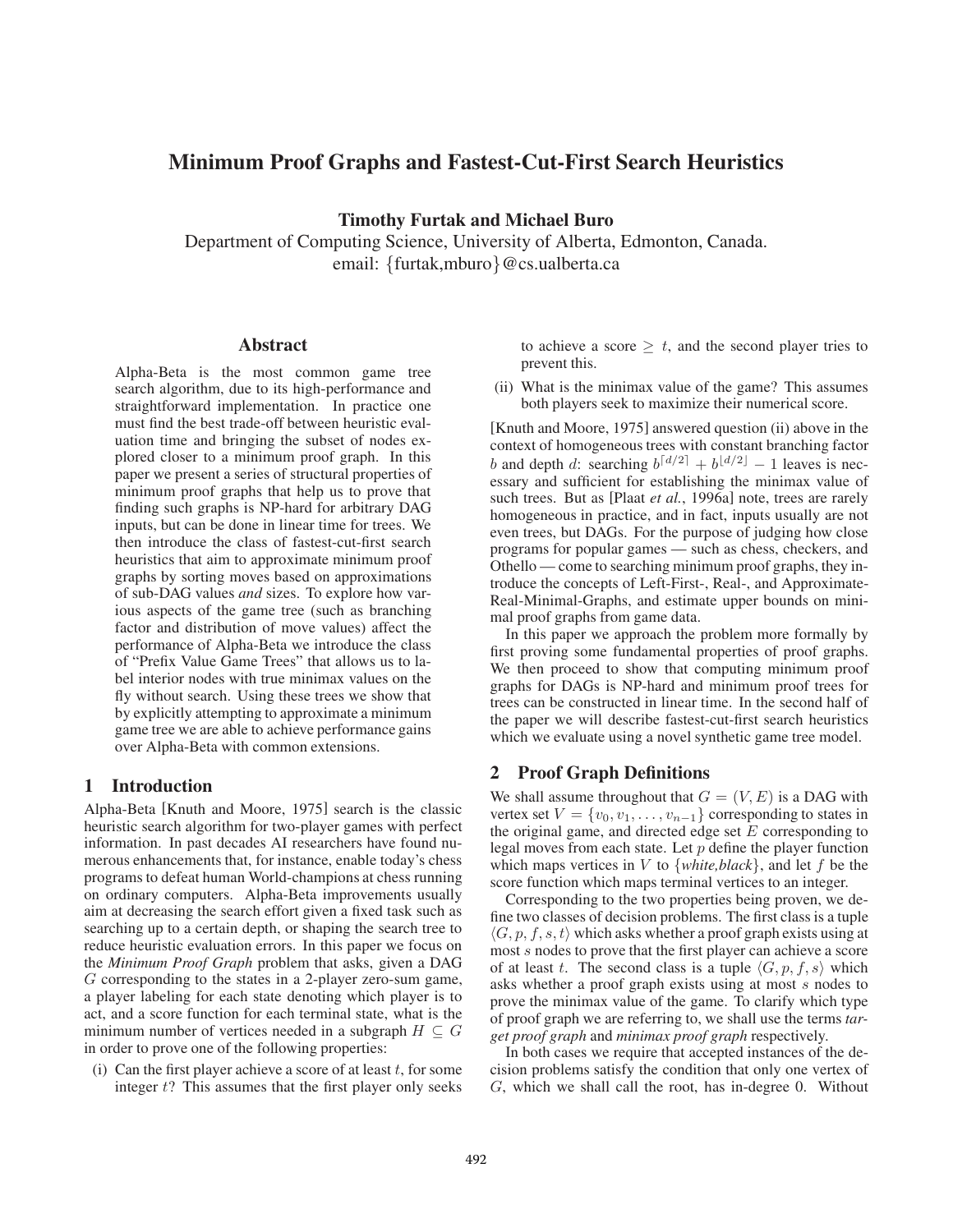# Minimum Proof Graphs and Fastest-Cut-First Search Heuristics

**Timothy Furtak and Michael Buro**

Department of Computing Science, University of Alberta, Edmonton, Canada.
email: {furtak,mburo}@cs.ualberta.ca

## Abstract

Alpha-Beta is the most common game tree search algorithm, due to its high-performance and straightforward implementation. In practice one must find the best trade-off between heuristic evaluation time and bringing the subset of nodes explored closer to a minimum proof graph. In this paper we present a series of structural properties of minimum proof graphs that help us to prove that finding such graphs is NP-hard for arbitrary DAG inputs, but can be done in linear time for trees. We then introduce the class of fastest-cut-first search heuristics that aim to approximate minimum proof graphs by sorting moves based on approximations of sub-DAG values *and* sizes. To explore how various aspects of the game tree (such as branching factor and distribution of move values) affect the performance of Alpha-Beta we introduce the class of "Prefix Value Game Trees" that allows us to label interior nodes with true minimax values on the fly without search. Using these trees we show that by explicitly attempting to approximate a minimum game tree we are able to achieve performance gains over Alpha-Beta with common extensions.

## 1 Introduction

Alpha-Beta [Knuth and Moore, 1975] search is the classic heuristic search algorithm for two-player games with perfect information. In past decades AI researchers have found numerous enhancements that, for instance, enable today's chess programs to defeat human World-champions at chess running on ordinary computers. Alpha-Beta improvements usually aim at decreasing the search effort given a fixed task such as searching up to a certain depth, or shaping the search tree to reduce heuristic evaluation errors. In this paper we focus on the *Minimum Proof Graph* problem that asks, given a DAG $G$ corresponding to the states in a 2-player zero-sum game, a player labeling for each state denoting which player is to act, and a score function for each terminal state, what is the minimum number of vertices needed in a subgraph $H \subseteq G$ in order to prove one of the following properties:

(i) Can the first player achieve a score of at least $t$, for some integer $t$? This assumes that the first player only seeks to achieve a score $\geq t$, and the second player tries to prevent this.

(ii) What is the minimax value of the game? This assumes both players seek to maximize their numerical score.

[Knuth and Moore, 1975] answered question (ii) above in the context of homogeneous trees with constant branching factor $b$ and depth $d$: searching $b^{\lceil d/2 \rceil} + b^{\lfloor d/2 \rfloor} - 1$ leaves is necessary and sufficient for establishing the minimax value of such trees. But as [Plaat *et al.*, 1996a] note, trees are rarely homogeneous in practice, and in fact, inputs usually are not even trees, but DAGs. For the purpose of judging how close programs for popular games — such as chess, checkers, and Othello — come to searching minimum proof graphs, they introduce the concepts of Left-First-, Real-, and Approximate-Real-Minimal-Graphs, and estimate upper bounds on minimal proof graphs from game data.

In this paper we approach the problem more formally by first proving some fundamental properties of proof graphs. We then proceed to show that computing minimum proof graphs for DAGs is NP-hard and minimum proof trees for trees can be constructed in linear time. In the second half of the paper we will describe fastest-cut-first search heuristics which we evaluate using a novel synthetic game tree model.

## 2 Proof Graph Definitions

We shall assume throughout that $G = \langle V, E \rangle$ is a DAG with vertex set $V = \{v_0, v_1, \ldots, v_{n-1}\}$ corresponding to states in the original game, and directed edge set $E$ corresponding to legal moves from each state. Let $p$ define the player function which maps vertices in $V$ to $\{$*white,black*$\}$, and let $f$ be the score function which maps terminal vertices to an integer.

Corresponding to the two properties being proven, we define two classes of decision problems. The first class is a tuple $\langle G, p, f, s, t \rangle$ which asks whether a proof graph exists using at most $s$ nodes to prove that the first player can achieve a score of at least $t$. The second class is a tuple $\langle G, p, f, s \rangle$ which asks whether a proof graph exists using at most $s$ nodes to prove the minimax value of the game. To clarify which type of proof graph we are referring to, we shall use the terms *target proof graph* and *minimax proof graph* respectively.

In both cases we require that accepted instances of the decision problems satisfy the condition that only one vertex of $G$, which we shall call the root, has in-degree 0. Without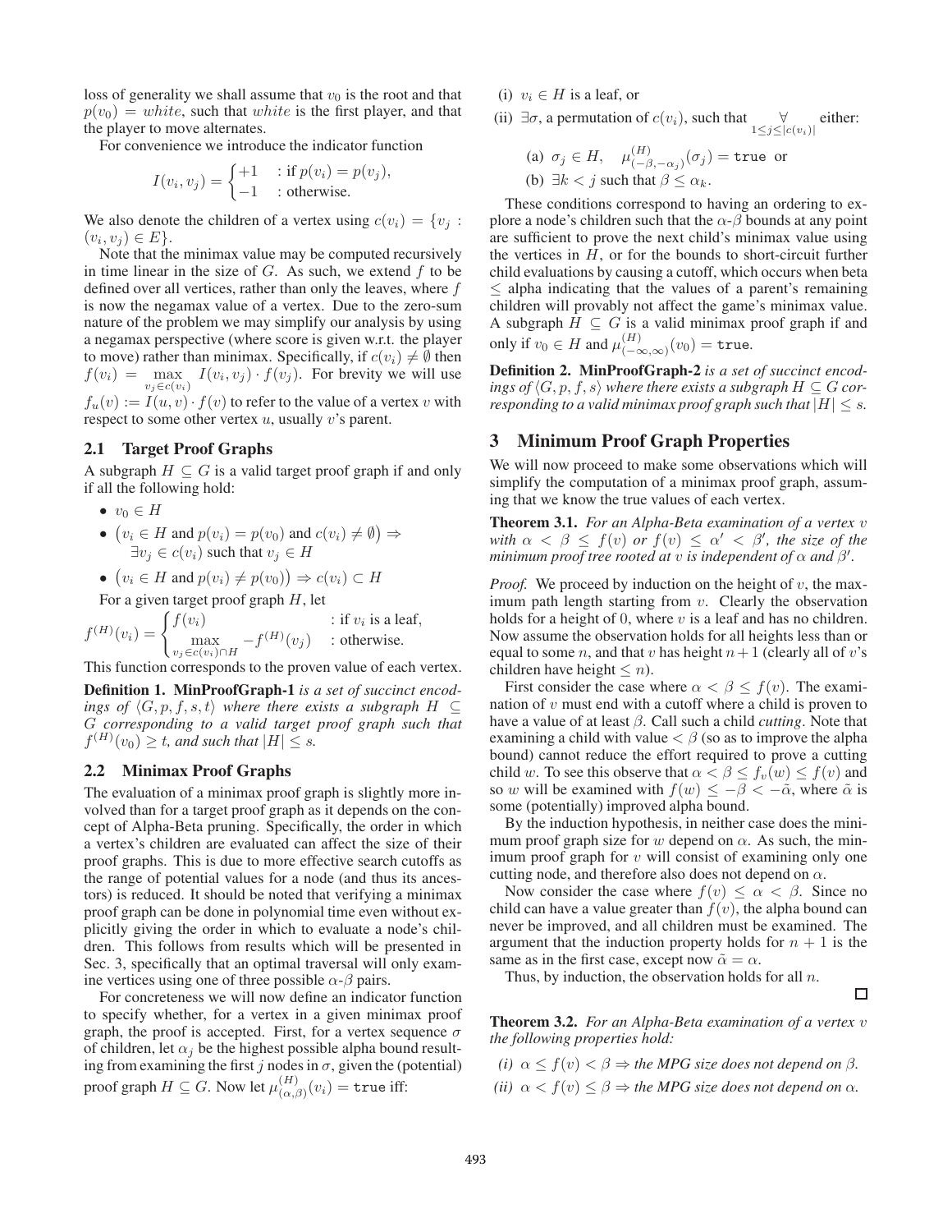loss of generality we shall assume that $v_0$ is the root and that $p(v_0) = white$, such that $white$ is the first player, and that the player to move alternates.

For convenience we introduce the indicator function

$$I(v_i, v_j) = \begin{cases} +1 & : \text{if } p(v_i) = p(v_j), \\ -1 & : \text{otherwise.} \end{cases}$$

We also denote the children of a vertex using $c(v_i) = \{v_j : (v_i, v_j) \in E\}$.

Note that the minimax value may be computed recursively in time linear in the size of $G$. As such, we extend $f$ to be defined over all vertices, rather than only the leaves, where $f$ is now the negamax value of a vertex. Due to the zero-sum nature of the problem we may simplify our analysis by using a negamax perspective (where score is given w.r.t. the player to move) rather than minimax. Specifically, if $c(v_i) \neq \emptyset$ then $f(v_i) = \max_{v_j \in c(v_i)} I(v_i, v_j) \cdot f(v_j)$. For brevity we will use $f_u(v) := I(u, v) \cdot f(v)$ to refer to the value of a vertex $v$ with respect to some other vertex $u$, usually $v$'s parent.

## 2.1 Target Proof Graphs

A subgraph $H \subseteq G$ is a valid target proof graph if and only if all the following hold:

- $v_0 \in H$
- $\big(v_i \in H \text{ and } p(v_i) = p(v_0) \text{ and } c(v_i) \neq \emptyset\big) \Rightarrow \exists v_j \in c(v_i) \text{ such that } v_j \in H$
- $\big(v_i \in H \text{ and } p(v_i) \neq p(v_0)\big) \Rightarrow c(v_i) \subset H$

For a given target proof graph $H$, let

$$f^{(H)}(v_i) = \begin{cases} f(v_i) & : \text{if } v_i \text{ is a leaf}, \\ \max_{v_j \in c(v_i) \cap H} -f^{(H)}(v_j) & : \text{otherwise.} \end{cases}$$

This function corresponds to the proven value of each vertex.

**Definition 1. MinProofGraph-1** *is a set of succinct encodings of $\langle G, p, f, s, t\rangle$ where there exists a subgraph $H \subseteq G$ corresponding to a valid target proof graph such that $f^{(H)}(v_0) \geq t$, and such that $|H| \leq s$.*

## 2.2 Minimax Proof Graphs

The evaluation of a minimax proof graph is slightly more involved than for a target proof graph as it depends on the concept of Alpha-Beta pruning. Specifically, the order in which a vertex's children are evaluated can affect the size of their proof graphs. This is due to more effective search cutoffs as the range of potential values for a node (and thus its ancestors) is reduced. It should be noted that verifying a minimax proof graph can be done in polynomial time even without explicitly giving the order in which to evaluate a node's children. This follows from results which will be presented in Sec. 3, specifically that an optimal traversal will only examine vertices using one of three possible $\alpha$-$\beta$ pairs.

For concreteness we will now define an indicator function to specify whether, for a vertex in a given minimax proof graph, the proof is accepted. First, for a vertex sequence $\sigma$ of children, let $\alpha_j$ be the highest possible alpha bound resulting from examining the first $j$ nodes in $\sigma$, given the (potential) proof graph $H \subseteq G$. Now let $\mu^{(H)}_{(\alpha,\beta)}(v_i) = \texttt{true}$ iff:

(i) $v_i \in H$ is a leaf, or

(ii) $\exists \sigma$, a permutation of $c(v_i)$, such that $\forall_{1 \leq j \leq |c(v_i)|}$ either:

  (a) $\sigma_j \in H, \quad \mu^{(H)}_{(-\beta, -\alpha_j)}(\sigma_j) = \texttt{true}$ or

  (b) $\exists k < j$ such that $\beta \leq \alpha_k$.

These conditions correspond to having an ordering to explore a node's children such that the $\alpha$-$\beta$ bounds at any point are sufficient to prove the next child's minimax value using the vertices in $H$, or for the bounds to short-circuit further child evaluations by causing a cutoff, which occurs when beta $\leq$ alpha indicating that the values of a parent's remaining children will provably not affect the game's minimax value. A subgraph $H \subseteq G$ is a valid minimax proof graph if and only if $v_0 \in H$ and $\mu^{(H)}_{(-\infty,\infty)}(v_0) = \texttt{true}$.

**Definition 2. MinProofGraph-2** *is a set of succinct encodings of $\langle G, p, f, s\rangle$ where there exists a subgraph $H \subseteq G$ corresponding to a valid minimax proof graph such that $|H| \leq s$.*

# 3 Minimum Proof Graph Properties

We will now proceed to make some observations which will simplify the computation of a minimax proof graph, assuming that we know the true values of each vertex.

**Theorem 3.1.** *For an Alpha-Beta examination of a vertex $v$ with $\alpha < \beta \leq f(v)$ or $f(v) \leq \alpha' < \beta'$, the size of the minimum proof tree rooted at $v$ is independent of $\alpha$ and $\beta'$.*

*Proof.* We proceed by induction on the height of $v$, the maximum path length starting from $v$. Clearly the observation holds for a height of 0, where $v$ is a leaf and has no children. Now assume the observation holds for all heights less than or equal to some $n$, and that $v$ has height $n+1$ (clearly all of $v$'s children have height $\leq n$).

First consider the case where $\alpha < \beta \leq f(v)$. The examination of $v$ must end with a cutoff where a child is proven to have a value of at least $\beta$. Call such a child *cutting*. Note that examining a child with value $< \beta$ (so as to improve the alpha bound) cannot reduce the effort required to prove a cutting child $w$. To see this observe that $\alpha < \beta \leq f_v(w) \leq f(v)$ and so $w$ will be examined with $f(w) \leq -\beta < -\tilde{\alpha}$, where $\tilde{\alpha}$ is some (potentially) improved alpha bound.

By the induction hypothesis, in neither case does the minimum proof graph size for $w$ depend on $\alpha$. As such, the minimum proof graph for $v$ will consist of examining only one cutting node, and therefore also does not depend on $\alpha$.

Now consider the case where $f(v) \leq \alpha < \beta$. Since no child can have a value greater than $f(v)$, the alpha bound can never be improved, and all children must be examined. The argument that the induction property holds for $n+1$ is the same as in the first case, except now $\tilde{\alpha} = \alpha$.

Thus, by induction, the observation holds for all $n$. □

**Theorem 3.2.** *For an Alpha-Beta examination of a vertex $v$ the following properties hold:*

*(i) $\alpha \leq f(v) < \beta \Rightarrow$ the MPG size does not depend on $\beta$.*

*(ii) $\alpha < f(v) \leq \beta \Rightarrow$ the MPG size does not depend on $\alpha$.*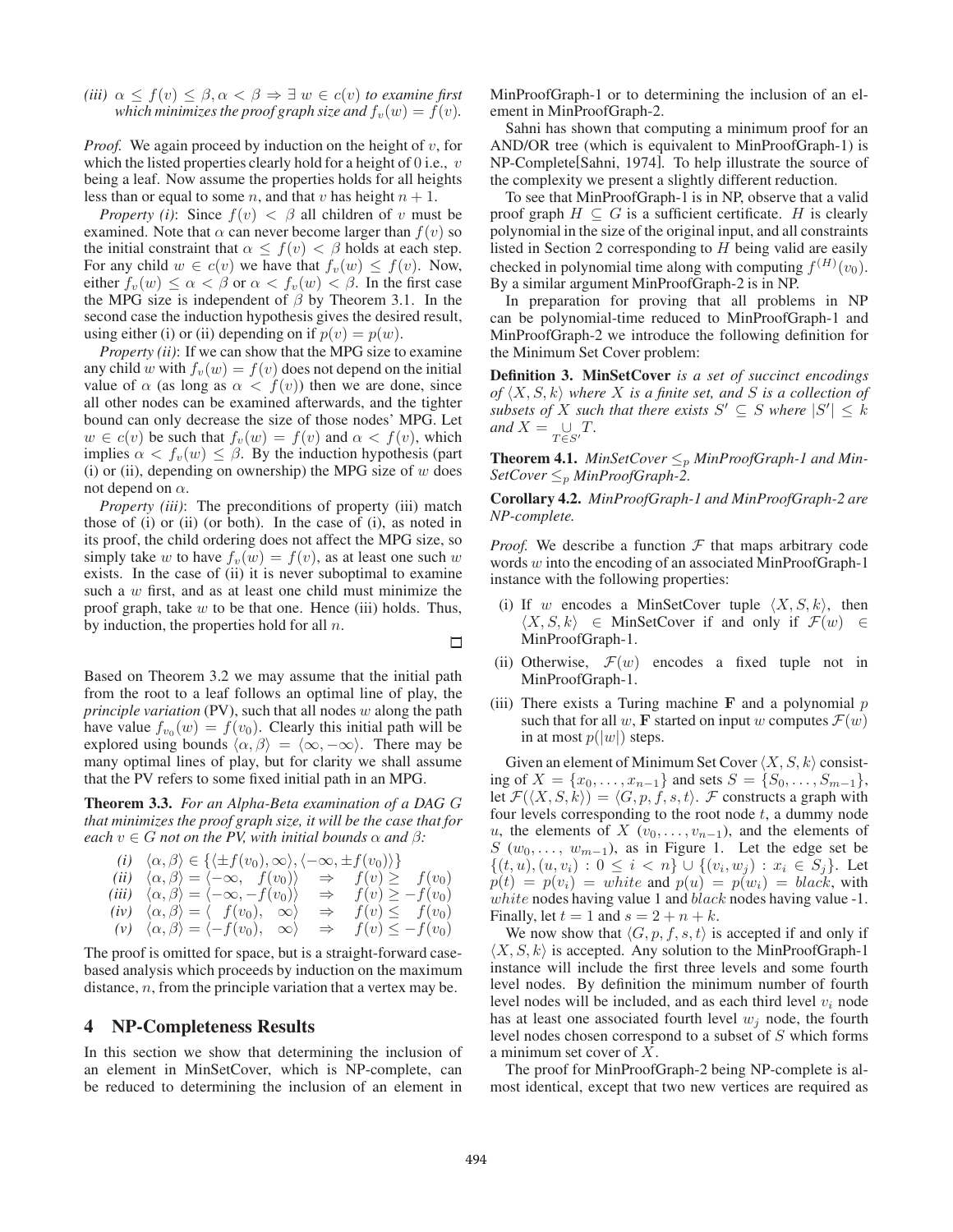*(iii)* $\alpha \le f(v) \le \beta, \alpha < \beta \Rightarrow \exists\, w \in c(v)$ *to examine first which minimizes the proof graph size and* $f_v(w) = f(v)$.

*Proof.* We again proceed by induction on the height of $v$, for which the listed properties clearly hold for a height of 0 i.e., $v$ being a leaf. Now assume the properties holds for all heights less than or equal to some $n$, and that $v$ has height $n + 1$.

*Property (i)*: Since $f(v) < \beta$ all children of $v$ must be examined. Note that $\alpha$ can never become larger than $f(v)$ so the initial constraint that $\alpha \le f(v) < \beta$ holds at each step. For any child $w \in c(v)$ we have that $f_v(w) \le f(v)$. Now, either $f_v(w) \le \alpha < \beta$ or $\alpha < f_v(w) < \beta$. In the first case the MPG size is independent of $\beta$ by Theorem 3.1. In the second case the induction hypothesis gives the desired result, using either (i) or (ii) depending on if $p(v) = p(w)$.

*Property (ii)*: If we can show that the MPG size to examine any child $w$ with $f_v(w) = f(v)$ does not depend on the initial value of $\alpha$ (as long as $\alpha < f(v)$) then we are done, since all other nodes can be examined afterwards, and the tighter bound can only decrease the size of those nodes' MPG. Let $w \in c(v)$ be such that $f_v(w) = f(v)$ and $\alpha < f(v)$, which implies $\alpha < f_v(w) \le \beta$. By the induction hypothesis (part (i) or (ii), depending on ownership) the MPG size of $w$ does not depend on $\alpha$.

*Property (iii)*: The preconditions of property (iii) match those of (i) or (ii) (or both). In the case of (i), as noted in its proof, the child ordering does not affect the MPG size, so simply take $w$ to have $f_v(w) = f(v)$, as at least one such $w$ exists. In the case of (ii) it is never suboptimal to examine such a $w$ first, and as at least one child must minimize the proof graph, take $w$ to be that one. Hence (iii) holds. Thus, by induction, the properties hold for all $n$. □

Based on Theorem 3.2 we may assume that the initial path from the root to a leaf follows an optimal line of play, the *principle variation* (PV), such that all nodes $w$ along the path have value $f_{v_0}(w) = f(v_0)$. Clearly this initial path will be explored using bounds $\langle \alpha, \beta \rangle = \langle \infty, -\infty \rangle$. There may be many optimal lines of play, but for clarity we shall assume that the PV refers to some fixed initial path in an MPG.

**Theorem 3.3.** *For an Alpha-Beta examination of a DAG $G$ that minimizes the proof graph size, it will be the case that for each $v \in G$ not on the PV, with initial bounds $\alpha$ and $\beta$:*

*(i)* $\langle \alpha, \beta \rangle \in \{\langle \pm f(v_0), \infty \rangle, \langle -\infty, \pm f(v_0) \rangle\}$
*(ii)* $\langle \alpha, \beta \rangle = \langle -\infty, \ f(v_0) \rangle \Rightarrow f(v) \ge \ f(v_0)$
*(iii)* $\langle \alpha, \beta \rangle = \langle -\infty, -f(v_0) \rangle \Rightarrow f(v) \ge -f(v_0)$
*(iv)* $\langle \alpha, \beta \rangle = \langle \ f(v_0), \ \infty \rangle \Rightarrow f(v) \le \ f(v_0)$
*(v)* $\langle \alpha, \beta \rangle = \langle -f(v_0), \ \infty \rangle \Rightarrow f(v) \le -f(v_0)$

The proof is omitted for space, but is a straight-forward case-based analysis which proceeds by induction on the maximum distance, $n$, from the principle variation that a vertex may be.

## 4 NP-Completeness Results

In this section we show that determining the inclusion of an element in MinSetCover, which is NP-complete, can be reduced to determining the inclusion of an element in MinProofGraph-1 or to determining the inclusion of an element in MinProofGraph-2.

Sahni has shown that computing a minimum proof for an AND/OR tree (which is equivalent to MinProofGraph-1) is NP-Complete[Sahni, 1974]. To help illustrate the source of the complexity we present a slightly different reduction.

To see that MinProofGraph-1 is in NP, observe that a valid proof graph $H \subseteq G$ is a sufficient certificate. $H$ is clearly polynomial in the size of the original input, and all constraints listed in Section 2 corresponding to $H$ being valid are easily checked in polynomial time along with computing $f^{(H)}(v_0)$. By a similar argument MinProofGraph-2 is in NP.

In preparation for proving that all problems in NP can be polynomial-time reduced to MinProofGraph-1 and MinProofGraph-2 we introduce the following definition for the Minimum Set Cover problem:

**Definition 3. MinSetCover** *is a set of succinct encodings of $\langle X, S, k \rangle$ where $X$ is a finite set, and $S$ is a collection of subsets of $X$ such that there exists $S' \subseteq S$ where $|S'| \le k$ and $X = \bigcup_{T \in S'} T$.*

**Theorem 4.1.** *MinSetCover $\le_p$ MinProofGraph-1 and MinSetCover $\le_p$ MinProofGraph-2.*

**Corollary 4.2.** *MinProofGraph-1 and MinProofGraph-2 are NP-complete.*

*Proof.* We describe a function $\mathcal{F}$ that maps arbitrary code words $w$ into the encoding of an associated MinProofGraph-1 instance with the following properties:

(i) If $w$ encodes a MinSetCover tuple $\langle X, S, k \rangle$, then $\langle X, S, k \rangle \in$ MinSetCover if and only if $\mathcal{F}(w) \in$ MinProofGraph-1.

(ii) Otherwise, $\mathcal{F}(w)$ encodes a fixed tuple not in MinProofGraph-1.

(iii) There exists a Turing machine $\mathbf{F}$ and a polynomial $p$ such that for all $w$, $\mathbf{F}$ started on input $w$ computes $\mathcal{F}(w)$ in at most $p(|w|)$ steps.

Given an element of Minimum Set Cover $\langle X, S, k \rangle$ consisting of $X = \{x_0, \ldots, x_{n-1}\}$ and sets $S = \{S_0, \ldots, S_{m-1}\}$, let $\mathcal{F}(\langle X, S, k \rangle) = \langle G, p, f, s, t \rangle$. $\mathcal{F}$ constructs a graph with four levels corresponding to the root node $t$, a dummy node $u$, the elements of $X$ $(v_0, \ldots, v_{n-1})$, and the elements of $S$ $(w_0, \ldots, w_{m-1})$, as in Figure 1. Let the edge set be $\{(t, u), (u, v_i) : 0 \le i < n\} \cup \{(v_i, w_j) : x_i \in S_j\}$. Let $p(t) = p(v_i) = white$ and $p(u) = p(w_i) = black$, with $white$ nodes having value 1 and $black$ nodes having value -1. Finally, let $t = 1$ and $s = 2 + n + k$.

We now show that $\langle G, p, f, s, t \rangle$ is accepted if and only if $\langle X, S, k \rangle$ is accepted. Any solution to the MinProofGraph-1 instance will include the first three levels and some fourth level nodes. By definition the minimum number of fourth level nodes will be included, and as each third level $v_i$ node has at least one associated fourth level $w_j$ node, the fourth level nodes chosen correspond to a subset of $S$ which forms a minimum set cover of $X$.

The proof for MinProofGraph-2 being NP-complete is almost identical, except that two new vertices are required as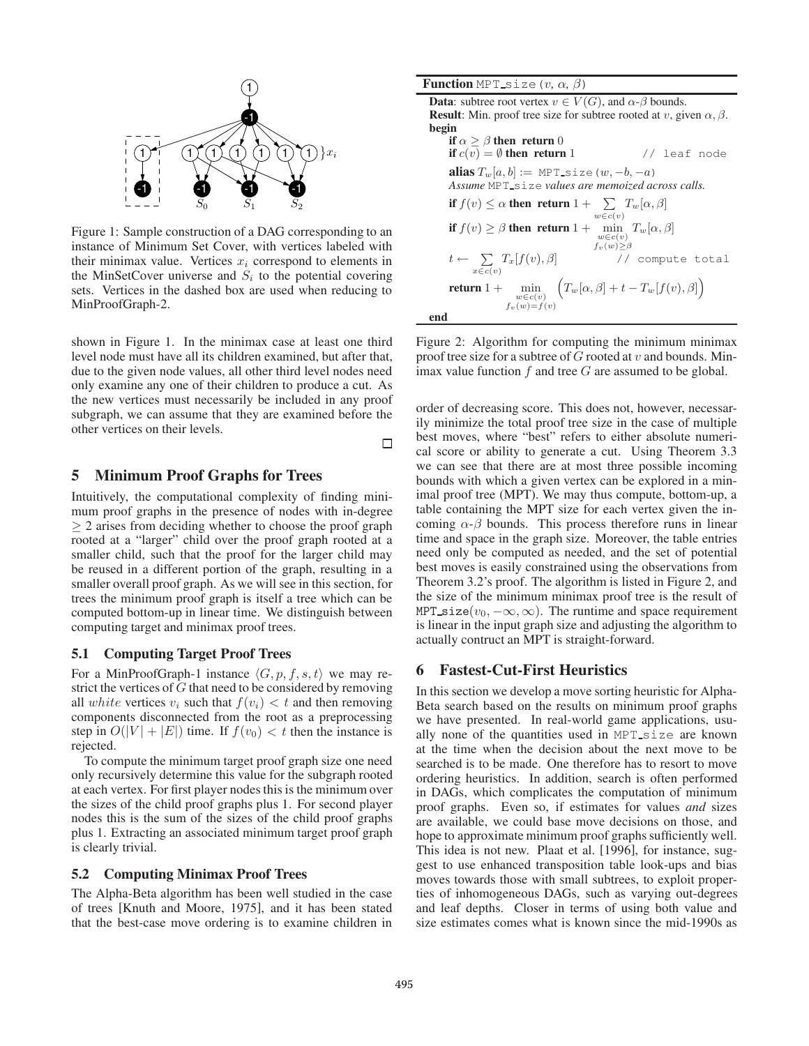Figure 1: Sample construction of a DAG corresponding to an instance of Minimum Set Cover, with vertices labeled with their minimax value. Vertices $x_i$ correspond to elements in the MinSetCover universe and $S_i$ to the potential covering sets. Vertices in the dashed box are used when reducing to MinProofGraph-2.

shown in Figure 1. In the minimax case at least one third level node must have all its children examined, but after that, due to the given node values, all other third level nodes need only examine any one of their children to produce a cut. As the new vertices must necessarily be included in any proof subgraph, we can assume that they are examined before the other vertices on their levels. □

## 5 Minimum Proof Graphs for Trees

Intuitively, the computational complexity of finding minimum proof graphs in the presence of nodes with in-degree $\geq 2$ arises from deciding whether to choose the proof graph rooted at a "larger" child over the proof graph rooted at a smaller child, such that the proof for the larger child may be reused in a different portion of the graph, resulting in a smaller overall proof graph. As we will see in this section, for trees the minimum proof graph is itself a tree which can be computed bottom-up in linear time. We distinguish between computing target and minimax proof trees.

### 5.1 Computing Target Proof Trees

For a MinProofGraph-1 instance $\langle G, p, f, s, t \rangle$ we may restrict the vertices of $G$ that need to be considered by removing all *white* vertices $v_i$ such that $f(v_i) < t$ and then removing components disconnected from the root as a preprocessing step in $O(|V| + |E|)$ time. If $f(v_0) < t$ then the instance is rejected.

To compute the minimum target proof graph size one need only recursively determine this value for the subgraph rooted at each vertex. For first player nodes this is the minimum over the sizes of the child proof graphs plus 1. For second player nodes this is the sum of the sizes of the child proof graphs plus 1. Extracting an associated minimum target proof graph is clearly trivial.

### 5.2 Computing Minimax Proof Trees

The Alpha-Beta algorithm has been well studied in the case of trees [Knuth and Moore, 1975], and it has been stated that the best-case move ordering is to examine children in order of decreasing score. This does not, however, necessarily minimize the total proof tree size in the case of multiple best moves, where "best" refers to either absolute numerical score or ability to generate a cut. Using Theorem 3.3 we can see that there are at most three possible incoming bounds with which a given vertex can be explored in a minimal proof tree (MPT). We may thus compute, bottom-up, a table containing the MPT size for each vertex given the incoming $\alpha$-$\beta$ bounds. This process therefore runs in linear time and space in the graph size. Moreover, the table entries need only be computed as needed, and the set of potential best moves is easily constrained using the observations from Theorem 3.2's proof. The algorithm is listed in Figure 2, and the size of the minimum minimax proof tree is the result of $\text{MPT\_size}(v_0, -\infty, \infty)$. The runtime and space requirement is linear in the input graph size and adjusting the algorithm to actually contruct an MPT is straight-forward.

**Function** `MPT_size` ($v$, $\alpha$, $\beta$)

**Data**: subtree root vertex $v \in V(G)$, and $\alpha$-$\beta$ bounds.
**Result**: Min. proof tree size for subtree rooted at $v$, given $\alpha, \beta$.
**begin**
  **if** $\alpha \geq \beta$ **then return** 0
  **if** $c(v) = \emptyset$ **then return** 1    `// leaf node`
  **alias** $T_w[a, b] :=$ `MPT_size` $(w, -b, -a)$
  *Assume* `MPT_size` *values are memoized across calls.*
  **if** $f(v) \leq \alpha$ **then return** $1 + \sum_{w \in c(v)} T_w[\alpha, \beta]$
  **if** $f(v) \geq \beta$ **then return** $1 + \min_{\substack{w \in c(v) \\ f_v(w) \geq \beta}} T_w[\alpha, \beta]$
  $t \leftarrow \sum_{x \in c(v)} T_x[f(v), \beta]$    `// compute total`
  **return** $1 + \min_{\substack{w \in c(v) \\ f_v(w) = f(v)}} \Big( T_w[\alpha, \beta] + t - T_w[f(v), \beta] \Big)$
**end**

Figure 2: Algorithm for computing the minimum minimax proof tree size for a subtree of $G$ rooted at $v$ and bounds. Minimax value function $f$ and tree $G$ are assumed to be global.

## 6 Fastest-Cut-First Heuristics

In this section we develop a move sorting heuristic for Alpha-Beta search based on the results on minimum proof graphs we have presented. In real-world game applications, usually none of the quantities used in `MPT_size` are known at the time when the decision about the next move to be searched is to be made. One therefore has to resort to move ordering heuristics. In addition, search is often performed in DAGs, which complicates the computation of minimum proof graphs. Even so, if estimates for values *and* sizes are available, we could base move decisions on those, and hope to approximate minimum proof graphs sufficiently well. This idea is not new. Plaat et al. [1996], for instance, suggest to use enhanced transposition table look-ups and bias moves towards those with small subtrees, to exploit properties of inhomogeneous DAGs, such as varying out-degrees and leaf depths. Closer in terms of using both value and size estimates comes what is known since the mid-1990s as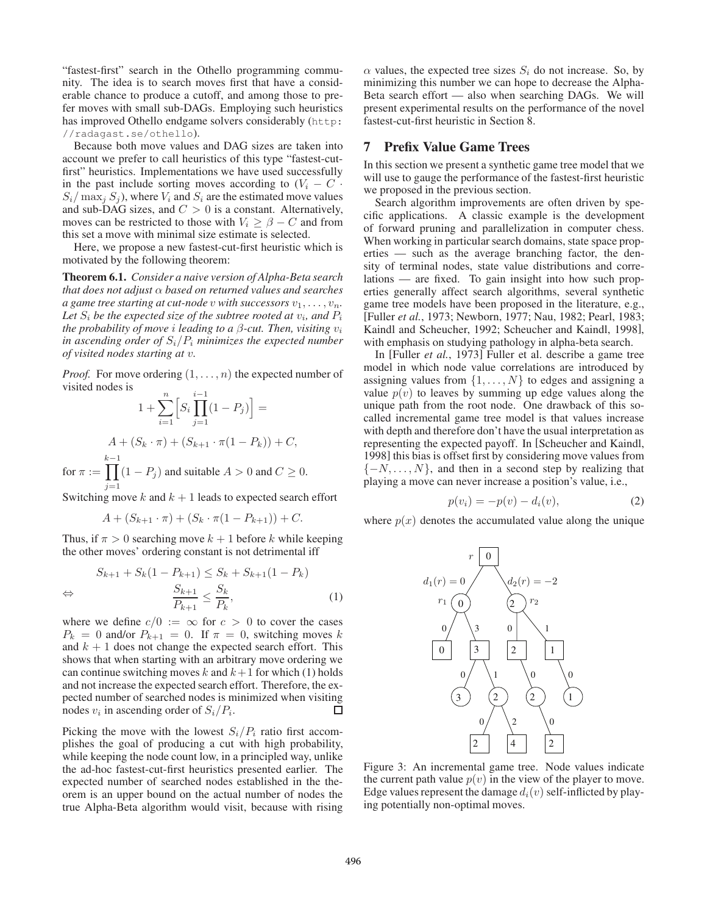"fastest-first" search in the Othello programming community. The idea is to search moves first that have a considerable chance to produce a cutoff, and among those to prefer moves with small sub-DAGs. Employing such heuristics has improved Othello endgame solvers considerably (http://radagast.se/othello).

Because both move values and DAG sizes are taken into account we prefer to call heuristics of this type "fastest-cut-first" heuristics. Implementations we have used successfully in the past include sorting moves according to $(V_i - C \cdot S_i / \max_j S_j)$, where $V_i$ and $S_i$ are the estimated move values and sub-DAG sizes, and $C > 0$ is a constant. Alternatively, moves can be restricted to those with $V_i \geq \beta - C$ and from this set a move with minimal size estimate is selected.

Here, we propose a new fastest-cut-first heuristic which is motivated by the following theorem:

**Theorem 6.1.** *Consider a naive version of Alpha-Beta search that does not adjust $\alpha$ based on returned values and searches a game tree starting at cut-node $v$ with successors $v_1, \ldots, v_n$. Let $S_i$ be the expected size of the subtree rooted at $v_i$, and $P_i$ the probability of move $i$ leading to a $\beta$-cut. Then, visiting $v_i$ in ascending order of $S_i/P_i$ minimizes the expected number of visited nodes starting at $v$.*

*Proof.* For move ordering $(1, \ldots, n)$ the expected number of visited nodes is

$$1 + \sum_{i=1}^{n} \Big[ S_i \prod_{j=1}^{i-1} (1 - P_j) \Big] =$$

$$A + (S_k \cdot \pi) + (S_{k+1} \cdot \pi(1 - P_k)) + C,$$

for $\pi := \prod_{j=1}^{k-1} (1 - P_j)$ and suitable $A > 0$ and $C \geq 0$.

Switching move $k$ and $k+1$ leads to expected search effort

$$A + (S_{k+1} \cdot \pi) + (S_k \cdot \pi(1 - P_{k+1})) + C.$$

Thus, if $\pi > 0$ searching move $k+1$ before $k$ while keeping the other moves' ordering constant is not detrimental iff

$$S_{k+1} + S_k(1 - P_{k+1}) \leq S_k + S_{k+1}(1 - P_k)$$

$$\Leftrightarrow \qquad \frac{S_{k+1}}{P_{k+1}} \leq \frac{S_k}{P_k}, \tag{1}$$

where we define $c/0 := \infty$ for $c > 0$ to cover the cases $P_k = 0$ and/or $P_{k+1} = 0$. If $\pi = 0$, switching moves $k$ and $k+1$ does not change the expected search effort. This shows that when starting with an arbitrary move ordering we can continue switching moves $k$ and $k+1$ for which (1) holds and not increase the expected search effort. Therefore, the expected number of searched nodes is minimized when visiting nodes $v_i$ in ascending order of $S_i/P_i$. $\square$

Picking the move with the lowest $S_i/P_i$ ratio first accomplishes the goal of producing a cut with high probability, while keeping the node count low, in a principled way, unlike the ad-hoc fastest-cut-first heuristics presented earlier. The expected number of searched nodes established in the theorem is an upper bound on the actual number of nodes the true Alpha-Beta algorithm would visit, because with rising $\alpha$ values, the expected tree sizes $S_i$ do not increase. So, by minimizing this number we can hope to decrease the Alpha-Beta search effort — also when searching DAGs. We will present experimental results on the performance of the novel fastest-cut-first heuristic in Section 8.

## 7 Prefix Value Game Trees

In this section we present a synthetic game tree model that we will use to gauge the performance of the fastest-first heuristic we proposed in the previous section.

Search algorithm improvements are often driven by specific applications. A classic example is the development of forward pruning and parallelization in computer chess. When working in particular search domains, state space properties — such as the average branching factor, the density of terminal nodes, state value distributions and correlations — are fixed. To gain insight into how such properties generally affect search algorithms, several synthetic game tree models have been proposed in the literature, e.g., [Fuller *et al.*, 1973; Newborn, 1977; Nau, 1982; Pearl, 1983; Kaindl and Scheucher, 1992; Scheucher and Kaindl, 1998], with emphasis on studying pathology in alpha-beta search.

In [Fuller *et al.*, 1973] Fuller et al. describe a game tree model in which node value correlations are introduced by assigning values from $\{1, \ldots, N\}$ to edges and assigning a value $p(v)$ to leaves by summing up edge values along the unique path from the root node. One drawback of this so-called incremental game tree model is that values increase with depth and therefore don't have the usual interpretation as representing the expected payoff. In [Scheucher and Kaindl, 1998] this bias is offset first by considering move values from $\{-N, \ldots, N\}$, and then in a second step by realizing that playing a move can never increase a position's value, i.e.,

$$p(v_i) = -p(v) - d_i(v), \tag{2}$$

where $p(x)$ denotes the accumulated value along the unique

Figure 3: An incremental game tree. Node values indicate the current path value $p(v)$ in the view of the player to move. Edge values represent the damage $d_i(v)$ self-inflicted by playing potentially non-optimal moves.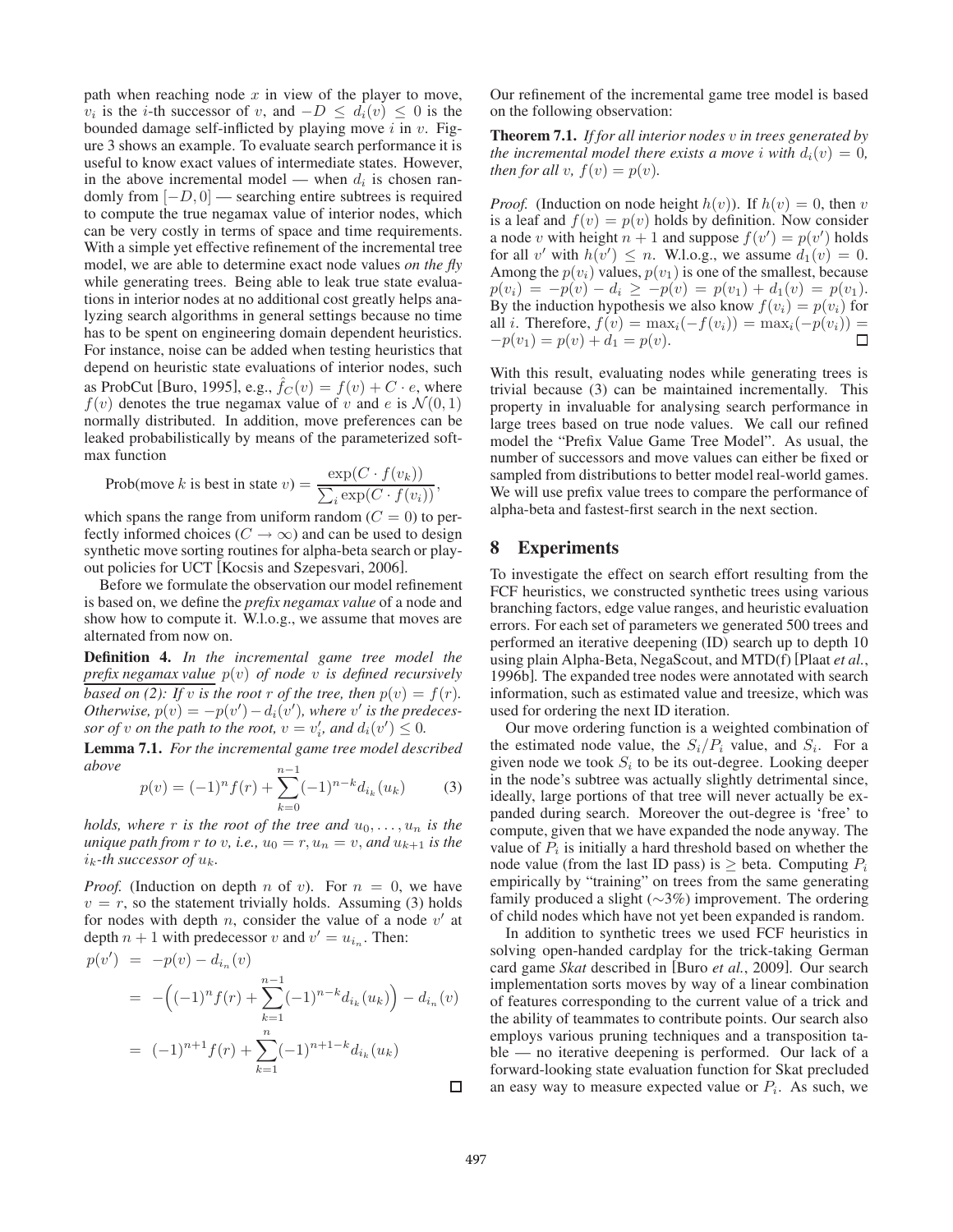path when reaching node $x$ in view of the player to move, $v_i$ is the $i$-th successor of $v$, and $-D \leq d_i(v) \leq 0$ is the bounded damage self-inflicted by playing move $i$ in $v$. Figure 3 shows an example. To evaluate search performance it is useful to know exact values of intermediate states. However, in the above incremental model — when $d_i$ is chosen randomly from $[-D, 0]$ — searching entire subtrees is required to compute the true negamax value of interior nodes, which can be very costly in terms of space and time requirements. With a simple yet effective refinement of the incremental tree model, we are able to determine exact node values *on the fly* while generating trees. Being able to leak true state evaluations in interior nodes at no additional cost greatly helps analyzing search algorithms in general settings because no time has to be spent on engineering domain dependent heuristics. For instance, noise can be added when testing heuristics that depend on heuristic state evaluations of interior nodes, such as ProbCut [Buro, 1995], e.g., $\hat{f}_C(v) = f(v) + C \cdot e$, where $f(v)$ denotes the true negamax value of $v$ and $e$ is $\mathcal{N}(0,1)$ normally distributed. In addition, move preferences can be leaked probabilistically by means of the parameterized softmax function

$$\text{Prob(move } k \text{ is best in state } v) = \frac{\exp(C \cdot f(v_k))}{\sum_i \exp(C \cdot f(v_i))},$$

which spans the range from uniform random ($C = 0$) to perfectly informed choices ($C \to \infty$) and can be used to design synthetic move sorting routines for alpha-beta search or playout policies for UCT [Kocsis and Szepesvari, 2006].

Before we formulate the observation our model refinement is based on, we define the *prefix negamax value* of a node and show how to compute it. W.l.o.g., we assume that moves are alternated from now on.

**Definition 4.** *In the incremental game tree model the prefix negamax value $p(v)$ of node $v$ is defined recursively based on (2): If $v$ is the root $r$ of the tree, then $p(v) = f(r)$. Otherwise, $p(v) = -p(v') - d_i(v')$, where $v'$ is the predecessor of $v$ on the path to the root, $v = v'_i$, and $d_i(v') \leq 0$.*

**Lemma 7.1.** *For the incremental game tree model described above*

$$p(v) = (-1)^n f(r) + \sum_{k=0}^{n-1} (-1)^{n-k} d_{i_k}(u_k) \qquad (3)$$

*holds, where $r$ is the root of the tree and $u_0, \ldots, u_n$ is the unique path from $r$ to $v$, i.e., $u_0 = r, u_n = v$, and $u_{k+1}$ is the $i_k$-th successor of $u_k$.*

*Proof.* (Induction on depth $n$ of $v$). For $n = 0$, we have $v = r$, so the statement trivially holds. Assuming (3) holds for nodes with depth $n$, consider the value of a node $v'$ at depth $n+1$ with predecessor $v$ and $v' = u_{i_n}$. Then:

$$\begin{aligned}
p(v') &= -p(v) - d_{i_n}(v) \\
&= -\Big((-1)^n f(r) + \sum_{k=1}^{n-1} (-1)^{n-k} d_{i_k}(u_k)\Big) - d_{i_n}(v) \\
&= (-1)^{n+1} f(r) + \sum_{k=1}^{n} (-1)^{n+1-k} d_{i_k}(u_k)
\end{aligned}$$

□

Our refinement of the incremental game tree model is based on the following observation:

**Theorem 7.1.** *If for all interior nodes $v$ in trees generated by the incremental model there exists a move $i$ with $d_i(v) = 0$, then for all $v$, $f(v) = p(v)$.*

*Proof.* (Induction on node height $h(v)$). If $h(v) = 0$, then $v$ is a leaf and $f(v) = p(v)$ holds by definition. Now consider a node $v$ with height $n+1$ and suppose $f(v') = p(v')$ holds for all $v'$ with $h(v') \leq n$. W.l.o.g., we assume $d_1(v) = 0$. Among the $p(v_i)$ values, $p(v_1)$ is one of the smallest, because $p(v_i) = -p(v) - d_i \geq -p(v) = p(v_1) + d_1(v) = p(v_1)$. By the induction hypothesis we also know $f(v_i) = p(v_i)$ for all $i$. Therefore, $f(v) = \max_i(-f(v_i)) = \max_i(-p(v_i)) = -p(v_1) = p(v) + d_1 = p(v)$. □

With this result, evaluating nodes while generating trees is trivial because (3) can be maintained incrementally. This property in invaluable for analysing search performance in large trees based on true node values. We call our refined model the "Prefix Value Game Tree Model". As usual, the number of successors and move values can either be fixed or sampled from distributions to better model real-world games. We will use prefix value trees to compare the performance of alpha-beta and fastest-first search in the next section.

## 8 Experiments

To investigate the effect on search effort resulting from the FCF heuristics, we constructed synthetic trees using various branching factors, edge value ranges, and heuristic evaluation errors. For each set of parameters we generated 500 trees and performed an iterative deepening (ID) search up to depth 10 using plain Alpha-Beta, NegaScout, and MTD(f) [Plaat *et al.*, 1996b]. The expanded tree nodes were annotated with search information, such as estimated value and treesize, which was used for ordering the next ID iteration.

Our move ordering function is a weighted combination of the estimated node value, the $S_i/P_i$ value, and $S_i$. For a given node we took $S_i$ to be its out-degree. Looking deeper in the node's subtree was actually slightly detrimental since, ideally, large portions of that tree will never actually be expanded during search. Moreover the out-degree is 'free' to compute, given that we have expanded the node anyway. The value of $P_i$ is initially a hard threshold based on whether the node value (from the last ID pass) is $\geq$ beta. Computing $P_i$ empirically by "training" on trees from the same generating family produced a slight ($\sim$3%) improvement. The ordering of child nodes which have not yet been expanded is random.

In addition to synthetic trees we used FCF heuristics in solving open-handed cardplay for the trick-taking German card game *Skat* described in [Buro *et al.*, 2009]. Our search implementation sorts moves by way of a linear combination of features corresponding to the current value of a trick and the ability of teammates to contribute points. Our search also employs various pruning techniques and a transposition table — no iterative deepening is performed. Our lack of a forward-looking state evaluation function for Skat precluded an easy way to measure expected value or $P_i$. As such, we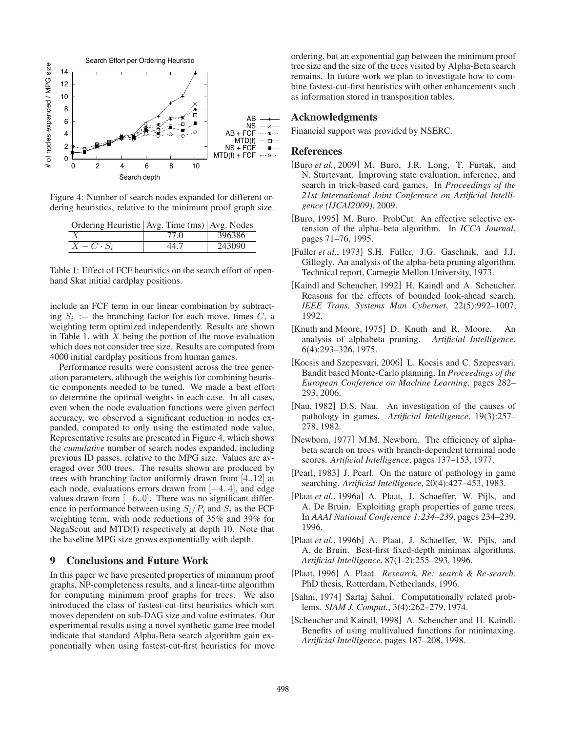Search Effort per Ordering Heuristic

# of nodes expanded / MPG size

14
12
10
8
6
4
2
0

0 2 4 6 8 10

Search depth

AB
NS
AB + FCF
MTD(f)
NS + FCF
MTD(f) + FCF

Figure 4: Number of search nodes expanded for different ordering heuristics, relative to the minimum proof graph size.

| Ordering Heuristic | Avg. Time (ms) | Avg. Nodes |
|---|---|---|
| $X$ | 77.0 | 396386 |
| $X - C \cdot S_i$ | 44.7 | 243090 |

Table 1: Effect of FCF heuristics on the search effort of open-hand Skat initial cardplay positions.

include an FCF term in our linear combination by subtracting $S_i :=$ the branching factor for each move, times $C$, a weighting term optimized independently. Results are shown in Table 1, with $X$ being the portion of the move evaluation which does not consider tree size. Results are computed from 4000 initial cardplay positions from human games.

Performance results were consistent across the tree generation parameters, although the weights for combining heuristic components needed to be tuned. We made a best effort to determine the optimal weights in each case. In all cases, even when the node evaluation functions were given perfect accuracy, we observed a significant reduction in nodes expanded, compared to only using the estimated node value. Representative results are presented in Figure 4, which shows the *cumulative* number of search nodes expanded, including previous ID passes, relative to the MPG size. Values are averaged over 500 trees. The results shown are produced by trees with branching factor uniformly drawn from $[4..12]$ at each node, evaluations errors drawn from $[-4..4]$, and edge values drawn from $[-6..0]$. There was no significant difference in performance between using $S_i/P_i$ and $S_i$ as the FCF weighting term, with node reductions of 35% and 39% for NegaScout and MTD(f) respectively at depth 10. Note that the baseline MPG size grows exponentially with depth.

## 9 Conclusions and Future Work

In this paper we have presented properties of minimum proof graphs, NP-completeness results, and a linear-time algorithm for computing minimum proof graphs for trees. We also introduced the class of fastest-cut-first heuristics which sort moves dependent on sub-DAG size and value estimates. Our experimental results using a novel synthetic game tree model indicate that standard Alpha-Beta search algorithm gain exponentially when using fastest-cut-first heuristics for move ordering, but an exponential gap between the minimum proof tree size and the size of the trees visited by Alpha-Beta search remains. In future work we plan to investigate how to combine fastest-cut-first heuristics with other enhancements such as information stored in transposition tables.

## Acknowledgments

Financial support was provided by NSERC.

## References

[Buro *et al.*, 2009] M. Buro, J.R. Long, T. Furtak, and N. Sturtevant. Improving state evaluation, inference, and search in trick-based card games. In *Proceedings of the 21st International Joint Conference on Artificial Intelligence (IJCAI2009)*, 2009.

[Buro, 1995] M. Buro. ProbCut: An effective selective extension of the alpha–beta algorithm. In *ICCA Journal*, pages 71–76, 1995.

[Fuller *et al.*, 1973] S.H. Fuller, J.G. Gaschnik, and J.J. Gillogly. An analysis of the alpha-beta pruning algorithm. Technical report, Carnegie Mellon University, 1973.

[Kaindl and Scheucher, 1992] H. Kaindl and A. Scheucher. Reasons for the effects of bounded look-ahead search. *IEEE Trans. Systems Man Cybernet*, 22(5):992–1007, 1992.

[Knuth and Moore, 1975] D. Knuth and R. Moore. An analysis of alphabeta pruning. *Artificial Intelligence*, 6(4):293–326, 1975.

[Kocsis and Szepesvari, 2006] L. Kocsis and C. Szepesvari. Bandit based Monte-Carlo planning. In *Proceedings of the European Conference on Machine Learning*, pages 282–293, 2006.

[Nau, 1982] D.S. Nau. An investigation of the causes of pathology in games. *Artificial Intelligence*, 19(3):257–278, 1982.

[Newborn, 1977] M.M. Newborn. The efficiency of alpha-beta search on trees with branch-dependent terminal node scores. *Artificial Intelligence*, pages 137–153, 1977.

[Pearl, 1983] J. Pearl. On the nature of pathology in game searching. *Artificial Intelligence*, 20(4):427–453, 1983.

[Plaat *et al.*, 1996a] A. Plaat, J. Schaeffer, W. Pijls, and A. De Bruin. Exploiting graph properties of game trees. In *AAAI National Conference 1:234–239*, pages 234–239, 1996.

[Plaat *et al.*, 1996b] A. Plaat, J. Schaeffer, W. Pijls, and A. de Bruin. Best-first fixed-depth minimax algorithms. *Artificial Intelligence*, 87(1-2):255–293, 1996.

[Plaat, 1996] A. Plaat. *Research, Re: search & Re-search*. PhD thesis, Rotterdam, Netherlands, 1996.

[Sahni, 1974] Sartaj Sahni. Computationally related problems. *SIAM J. Comput.*, 3(4):262–279, 1974.

[Scheucher and Kaindl, 1998] A. Scheucher and H. Kaindl. Benefits of using multivalued functions for minimaxing. *Artificial Intelligence*, pages 187–208, 1998.